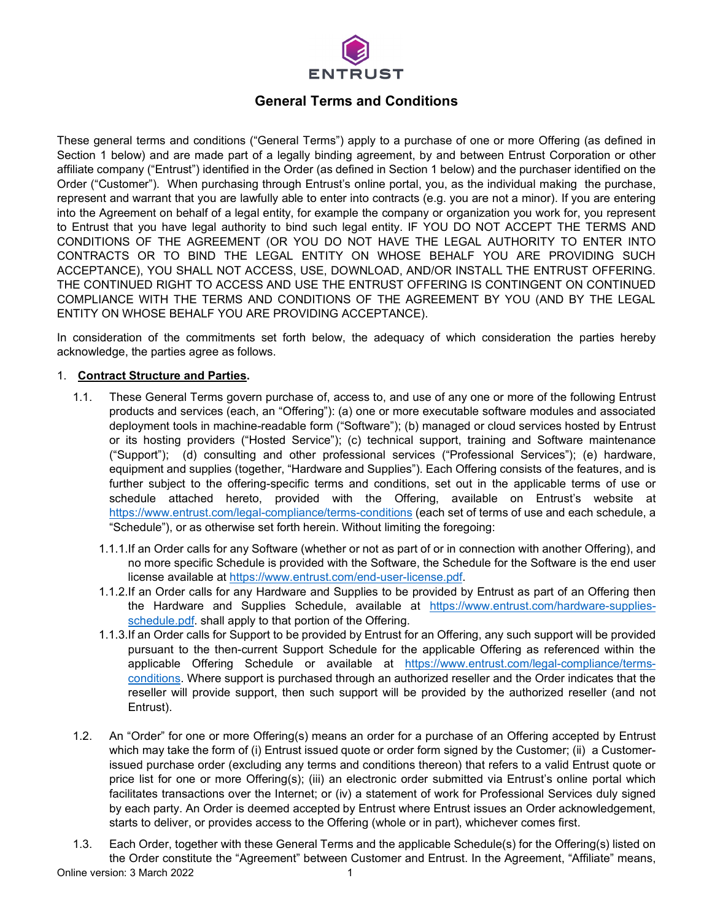ENTRUST

# General Terms and Conditions

These general terms and conditions ("General Terms") apply to a purchase of one or more Offering (as defined in Section 1 below) and are made part of a legally binding agreement, by and between Entrust Corporation or other affiliate company ("Entrust") identified in the Order (as defined in Section 1 below) and the purchaser identified on the Order ("Customer"). When purchasing through Entrust's online portal, you, as the individual making the purchase, represent and warrant that you are lawfully able to enter into contracts (e.g. you are not a minor). If you are entering into the Agreement on behalf of a legal entity, for example the company or organization you work for, you represent to Entrust that you have legal authority to bind such legal entity. IF YOU DO NOT ACCEPT THE TERMS AND CONDITIONS OF THE AGREEMENT (OR YOU DO NOT HAVE THE LEGAL AUTHORITY TO ENTER INTO CONTRACTS OR TO BIND THE LEGAL ENTITY ON WHOSE BEHALF YOU ARE PROVIDING SUCH ACCEPTANCE), YOU SHALL NOT ACCESS, USE, DOWNLOAD, AND/OR INSTALL THE ENTRUST OFFERING. THE CONTINUED RIGHT TO ACCESS AND USE THE ENTRUST OFFERING IS CONTINGENT ON CONTINUED COMPLIANCE WITH THE TERMS AND CONDITIONS OF THE AGREEMENT BY YOU (AND BY THE LEGAL ENTITY ON WHOSE BEHALF YOU ARE PROVIDING ACCEPTANCE).

In consideration of the commitments set forth below, the adequacy of which consideration the parties hereby acknowledge, the parties agree as follows.

1. **Contract Structure and Parties.**

1.1. These General Terms govern purchase of, access to, and use of any one or more of the following Entrust products and services (each, an "Offering"): (a) one or more executable software modules and associated deployment tools in machine-readable form ("Software"); (b) managed or cloud services hosted by Entrust or its hosting providers ("Hosted Service"); (c) technical support, training and Software maintenance ("Support"); (d) consulting and other professional services ("Professional Services"); (e) hardware, equipment and supplies (together, "Hardware and Supplies"). Each Offering consists of the features, and is further subject to the offering-specific terms and conditions, set out in the applicable terms of use or schedule attached hereto, provided with the Offering, available on Entrust's website at https://www.entrust.com/legal-compliance/terms-conditions (each set of terms of use and each schedule, a "Schedule"), or as otherwise set forth herein. Without limiting the foregoing:

1.1.1. If an Order calls for any Software (whether or not as part of or in connection with another Offering), and no more specific Schedule is provided with the Software, the Schedule for the Software is the end user license available at https://www.entrust.com/end-user-license.pdf.

1.1.2. If an Order calls for any Hardware and Supplies to be provided by Entrust as part of an Offering then the Hardware and Supplies Schedule, available at https://www.entrust.com/hardware-supplies-schedule.pdf. shall apply to that portion of the Offering.

1.1.3. If an Order calls for Support to be provided by Entrust for an Offering, any such support will be provided pursuant to the then-current Support Schedule for the applicable Offering as referenced within the applicable Offering Schedule or available at https://www.entrust.com/legal-compliance/terms-conditions. Where support is purchased through an authorized reseller and the Order indicates that the reseller will provide support, then such support will be provided by the authorized reseller (and not Entrust).

1.2. An "Order" for one or more Offering(s) means an order for a purchase of an Offering accepted by Entrust which may take the form of (i) Entrust issued quote or order form signed by the Customer; (ii) a Customer-issued purchase order (excluding any terms and conditions thereon) that refers to a valid Entrust quote or price list for one or more Offering(s); (iii) an electronic order submitted via Entrust's online portal which facilitates transactions over the Internet; or (iv) a statement of work for Professional Services duly signed by each party. An Order is deemed accepted by Entrust where Entrust issues an Order acknowledgement, starts to deliver, or provides access to the Offering (whole or in part), whichever comes first.

1.3. Each Order, together with these General Terms and the applicable Schedule(s) for the Offering(s) listed on the Order constitute the "Agreement" between Customer and Entrust. In the Agreement, "Affiliate" means,

Online version: 3 March 2022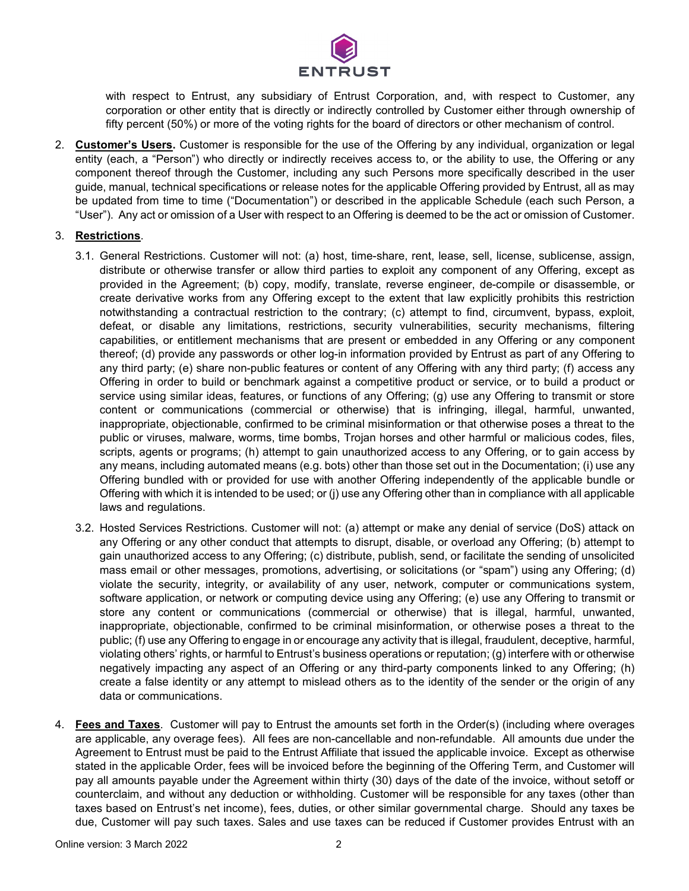with respect to Entrust, any subsidiary of Entrust Corporation, and, with respect to Customer, any corporation or other entity that is directly or indirectly controlled by Customer either through ownership of fifty percent (50%) or more of the voting rights for the board of directors or other mechanism of control.

2. **Customer's Users.** Customer is responsible for the use of the Offering by any individual, organization or legal entity (each, a "Person") who directly or indirectly receives access to, or the ability to use, the Offering or any component thereof through the Customer, including any such Persons more specifically described in the user guide, manual, technical specifications or release notes for the applicable Offering provided by Entrust, all as may be updated from time to time ("Documentation") or described in the applicable Schedule (each such Person, a "User"). Any act or omission of a User with respect to an Offering is deemed to be the act or omission of Customer.

3. **Restrictions**.

   3.1. General Restrictions. Customer will not: (a) host, time-share, rent, lease, sell, license, sublicense, assign, distribute or otherwise transfer or allow third parties to exploit any component of any Offering, except as provided in the Agreement; (b) copy, modify, translate, reverse engineer, de-compile or disassemble, or create derivative works from any Offering except to the extent that law explicitly prohibits this restriction notwithstanding a contractual restriction to the contrary; (c) attempt to find, circumvent, bypass, exploit, defeat, or disable any limitations, restrictions, security vulnerabilities, security mechanisms, filtering capabilities, or entitlement mechanisms that are present or embedded in any Offering or any component thereof; (d) provide any passwords or other log-in information provided by Entrust as part of any Offering to any third party; (e) share non-public features or content of any Offering with any third party; (f) access any Offering in order to build or benchmark against a competitive product or service, or to build a product or service using similar ideas, features, or functions of any Offering; (g) use any Offering to transmit or store content or communications (commercial or otherwise) that is infringing, illegal, harmful, unwanted, inappropriate, objectionable, confirmed to be criminal misinformation or that otherwise poses a threat to the public or viruses, malware, worms, time bombs, Trojan horses and other harmful or malicious codes, files, scripts, agents or programs; (h) attempt to gain unauthorized access to any Offering, or to gain access by any means, including automated means (e.g. bots) other than those set out in the Documentation; (i) use any Offering bundled with or provided for use with another Offering independently of the applicable bundle or Offering with which it is intended to be used; or (j) use any Offering other than in compliance with all applicable laws and regulations.

   3.2. Hosted Services Restrictions. Customer will not: (a) attempt or make any denial of service (DoS) attack on any Offering or any other conduct that attempts to disrupt, disable, or overload any Offering; (b) attempt to gain unauthorized access to any Offering; (c) distribute, publish, send, or facilitate the sending of unsolicited mass email or other messages, promotions, advertising, or solicitations (or "spam") using any Offering; (d) violate the security, integrity, or availability of any user, network, computer or communications system, software application, or network or computing device using any Offering; (e) use any Offering to transmit or store any content or communications (commercial or otherwise) that is illegal, harmful, unwanted, inappropriate, objectionable, confirmed to be criminal misinformation, or otherwise poses a threat to the public; (f) use any Offering to engage in or encourage any activity that is illegal, fraudulent, deceptive, harmful, violating others' rights, or harmful to Entrust's business operations or reputation; (g) interfere with or otherwise negatively impacting any aspect of an Offering or any third-party components linked to any Offering; (h) create a false identity or any attempt to mislead others as to the identity of the sender or the origin of any data or communications.

4. **Fees and Taxes**. Customer will pay to Entrust the amounts set forth in the Order(s) (including where overages are applicable, any overage fees). All fees are non-cancellable and non-refundable. All amounts due under the Agreement to Entrust must be paid to the Entrust Affiliate that issued the applicable invoice. Except as otherwise stated in the applicable Order, fees will be invoiced before the beginning of the Offering Term, and Customer will pay all amounts payable under the Agreement within thirty (30) days of the date of the invoice, without setoff or counterclaim, and without any deduction or withholding. Customer will be responsible for any taxes (other than taxes based on Entrust's net income), fees, duties, or other similar governmental charge. Should any taxes be due, Customer will pay such taxes. Sales and use taxes can be reduced if Customer provides Entrust with an

Online version: 3 March 2022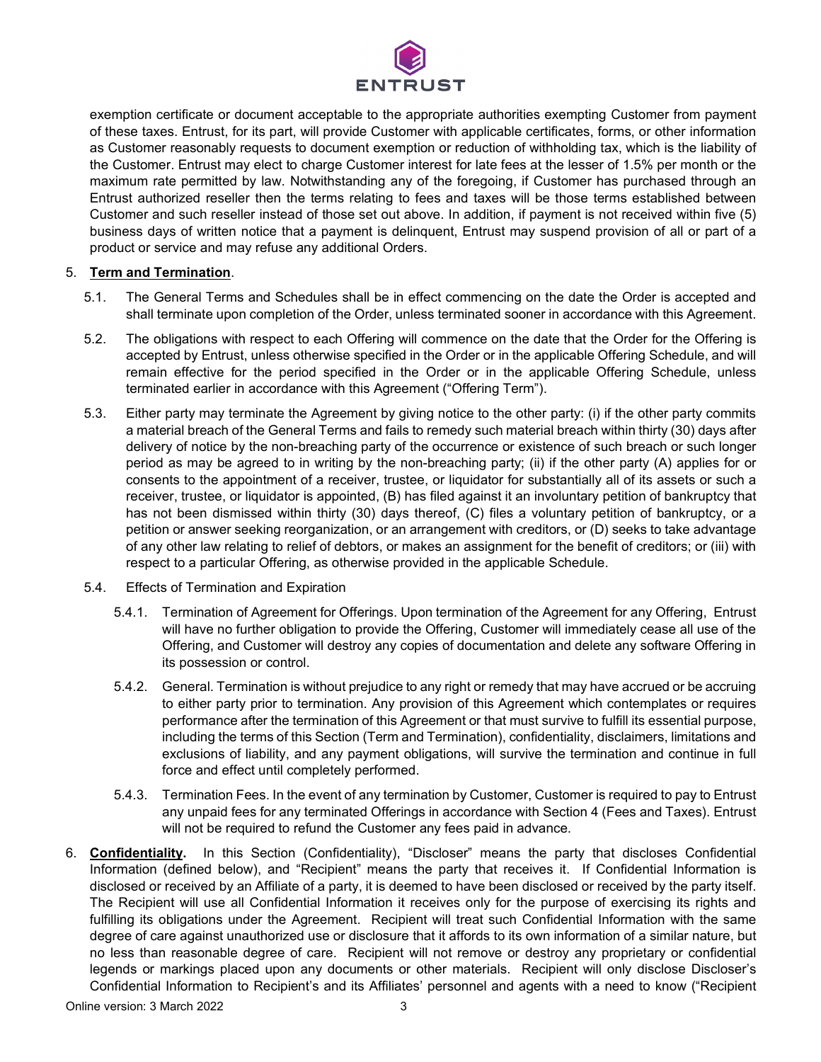exemption certificate or document acceptable to the appropriate authorities exempting Customer from payment of these taxes. Entrust, for its part, will provide Customer with applicable certificates, forms, or other information as Customer reasonably requests to document exemption or reduction of withholding tax, which is the liability of the Customer. Entrust may elect to charge Customer interest for late fees at the lesser of 1.5% per month or the maximum rate permitted by law. Notwithstanding any of the foregoing, if Customer has purchased through an Entrust authorized reseller then the terms relating to fees and taxes will be those terms established between Customer and such reseller instead of those set out above. In addition, if payment is not received within five (5) business days of written notice that a payment is delinquent, Entrust may suspend provision of all or part of a product or service and may refuse any additional Orders.

5. **Term and Termination**.

5.1. The General Terms and Schedules shall be in effect commencing on the date the Order is accepted and shall terminate upon completion of the Order, unless terminated sooner in accordance with this Agreement.

5.2. The obligations with respect to each Offering will commence on the date that the Order for the Offering is accepted by Entrust, unless otherwise specified in the Order or in the applicable Offering Schedule, and will remain effective for the period specified in the Order or in the applicable Offering Schedule, unless terminated earlier in accordance with this Agreement ("Offering Term").

5.3. Either party may terminate the Agreement by giving notice to the other party: (i) if the other party commits a material breach of the General Terms and fails to remedy such material breach within thirty (30) days after delivery of notice by the non-breaching party of the occurrence or existence of such breach or such longer period as may be agreed to in writing by the non-breaching party; (ii) if the other party (A) applies for or consents to the appointment of a receiver, trustee, or liquidator for substantially all of its assets or such a receiver, trustee, or liquidator is appointed, (B) has filed against it an involuntary petition of bankruptcy that has not been dismissed within thirty (30) days thereof, (C) files a voluntary petition of bankruptcy, or a petition or answer seeking reorganization, or an arrangement with creditors, or (D) seeks to take advantage of any other law relating to relief of debtors, or makes an assignment for the benefit of creditors; or (iii) with respect to a particular Offering, as otherwise provided in the applicable Schedule.

5.4. Effects of Termination and Expiration

5.4.1. Termination of Agreement for Offerings. Upon termination of the Agreement for any Offering, Entrust will have no further obligation to provide the Offering, Customer will immediately cease all use of the Offering, and Customer will destroy any copies of documentation and delete any software Offering in its possession or control.

5.4.2. General. Termination is without prejudice to any right or remedy that may have accrued or be accruing to either party prior to termination. Any provision of this Agreement which contemplates or requires performance after the termination of this Agreement or that must survive to fulfill its essential purpose, including the terms of this Section (Term and Termination), confidentiality, disclaimers, limitations and exclusions of liability, and any payment obligations, will survive the termination and continue in full force and effect until completely performed.

5.4.3. Termination Fees. In the event of any termination by Customer, Customer is required to pay to Entrust any unpaid fees for any terminated Offerings in accordance with Section 4 (Fees and Taxes). Entrust will not be required to refund the Customer any fees paid in advance.

6. **Confidentiality.** In this Section (Confidentiality), "Discloser" means the party that discloses Confidential Information (defined below), and "Recipient" means the party that receives it. If Confidential Information is disclosed or received by an Affiliate of a party, it is deemed to have been disclosed or received by the party itself. The Recipient will use all Confidential Information it receives only for the purpose of exercising its rights and fulfilling its obligations under the Agreement. Recipient will treat such Confidential Information with the same degree of care against unauthorized use or disclosure that it affords to its own information of a similar nature, but no less than reasonable degree of care. Recipient will not remove or destroy any proprietary or confidential legends or markings placed upon any documents or other materials. Recipient will only disclose Discloser's Confidential Information to Recipient's and its Affiliates' personnel and agents with a need to know ("Recipient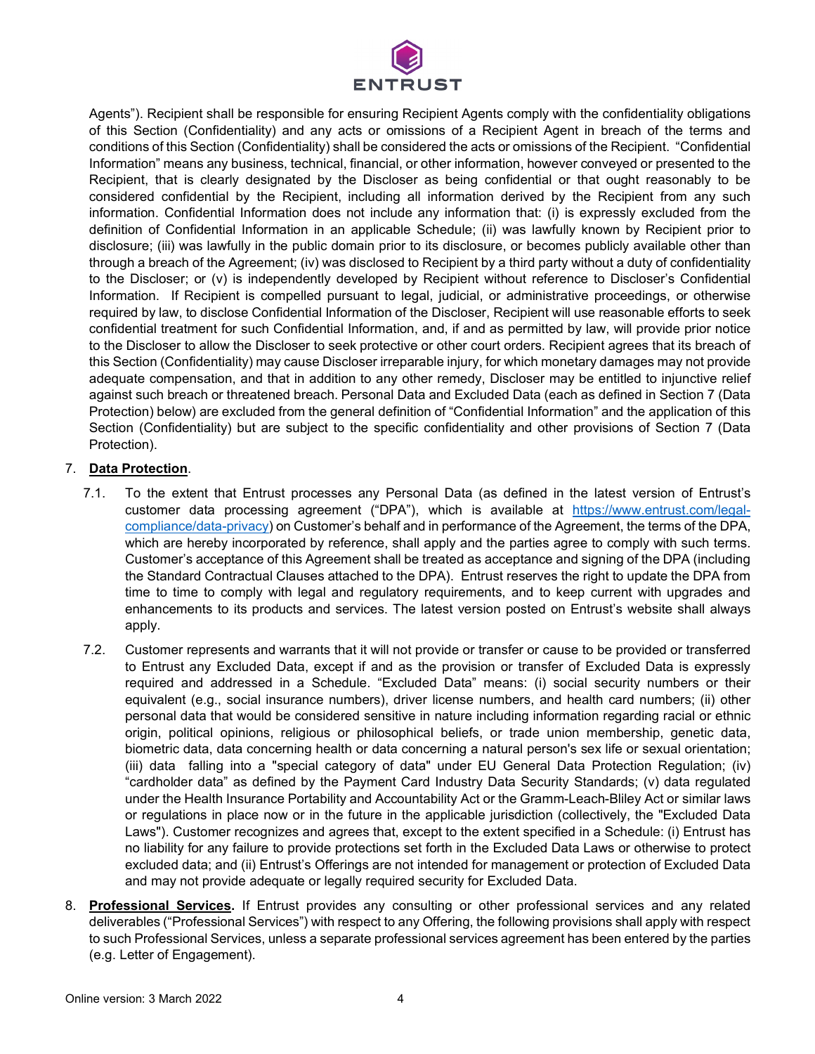Agents"). Recipient shall be responsible for ensuring Recipient Agents comply with the confidentiality obligations of this Section (Confidentiality) and any acts or omissions of a Recipient Agent in breach of the terms and conditions of this Section (Confidentiality) shall be considered the acts or omissions of the Recipient. "Confidential Information" means any business, technical, financial, or other information, however conveyed or presented to the Recipient, that is clearly designated by the Discloser as being confidential or that ought reasonably to be considered confidential by the Recipient, including all information derived by the Recipient from any such information. Confidential Information does not include any information that: (i) is expressly excluded from the definition of Confidential Information in an applicable Schedule; (ii) was lawfully known by Recipient prior to disclosure; (iii) was lawfully in the public domain prior to its disclosure, or becomes publicly available other than through a breach of the Agreement; (iv) was disclosed to Recipient by a third party without a duty of confidentiality to the Discloser; or (v) is independently developed by Recipient without reference to Discloser's Confidential Information. If Recipient is compelled pursuant to legal, judicial, or administrative proceedings, or otherwise required by law, to disclose Confidential Information of the Discloser, Recipient will use reasonable efforts to seek confidential treatment for such Confidential Information, and, if and as permitted by law, will provide prior notice to the Discloser to allow the Discloser to seek protective or other court orders. Recipient agrees that its breach of this Section (Confidentiality) may cause Discloser irreparable injury, for which monetary damages may not provide adequate compensation, and that in addition to any other remedy, Discloser may be entitled to injunctive relief against such breach or threatened breach. Personal Data and Excluded Data (each as defined in Section 7 (Data Protection) below) are excluded from the general definition of "Confidential Information" and the application of this Section (Confidentiality) but are subject to the specific confidentiality and other provisions of Section 7 (Data Protection).

7. **Data Protection**.

7.1. To the extent that Entrust processes any Personal Data (as defined in the latest version of Entrust's customer data processing agreement ("DPA"), which is available at https://www.entrust.com/legal-compliance/data-privacy) on Customer's behalf and in performance of the Agreement, the terms of the DPA, which are hereby incorporated by reference, shall apply and the parties agree to comply with such terms. Customer's acceptance of this Agreement shall be treated as acceptance and signing of the DPA (including the Standard Contractual Clauses attached to the DPA). Entrust reserves the right to update the DPA from time to time to comply with legal and regulatory requirements, and to keep current with upgrades and enhancements to its products and services. The latest version posted on Entrust's website shall always apply.

7.2. Customer represents and warrants that it will not provide or transfer or cause to be provided or transferred to Entrust any Excluded Data, except if and as the provision or transfer of Excluded Data is expressly required and addressed in a Schedule. "Excluded Data" means: (i) social security numbers or their equivalent (e.g., social insurance numbers), driver license numbers, and health card numbers; (ii) other personal data that would be considered sensitive in nature including information regarding racial or ethnic origin, political opinions, religious or philosophical beliefs, or trade union membership, genetic data, biometric data, data concerning health or data concerning a natural person's sex life or sexual orientation; (iii) data falling into a "special category of data" under EU General Data Protection Regulation; (iv) "cardholder data" as defined by the Payment Card Industry Data Security Standards; (v) data regulated under the Health Insurance Portability and Accountability Act or the Gramm-Leach-Bliley Act or similar laws or regulations in place now or in the future in the applicable jurisdiction (collectively, the "Excluded Data Laws"). Customer recognizes and agrees that, except to the extent specified in a Schedule: (i) Entrust has no liability for any failure to provide protections set forth in the Excluded Data Laws or otherwise to protect excluded data; and (ii) Entrust's Offerings are not intended for management or protection of Excluded Data and may not provide adequate or legally required security for Excluded Data.

8. **Professional Services.** If Entrust provides any consulting or other professional services and any related deliverables ("Professional Services") with respect to any Offering, the following provisions shall apply with respect to such Professional Services, unless a separate professional services agreement has been entered by the parties (e.g. Letter of Engagement).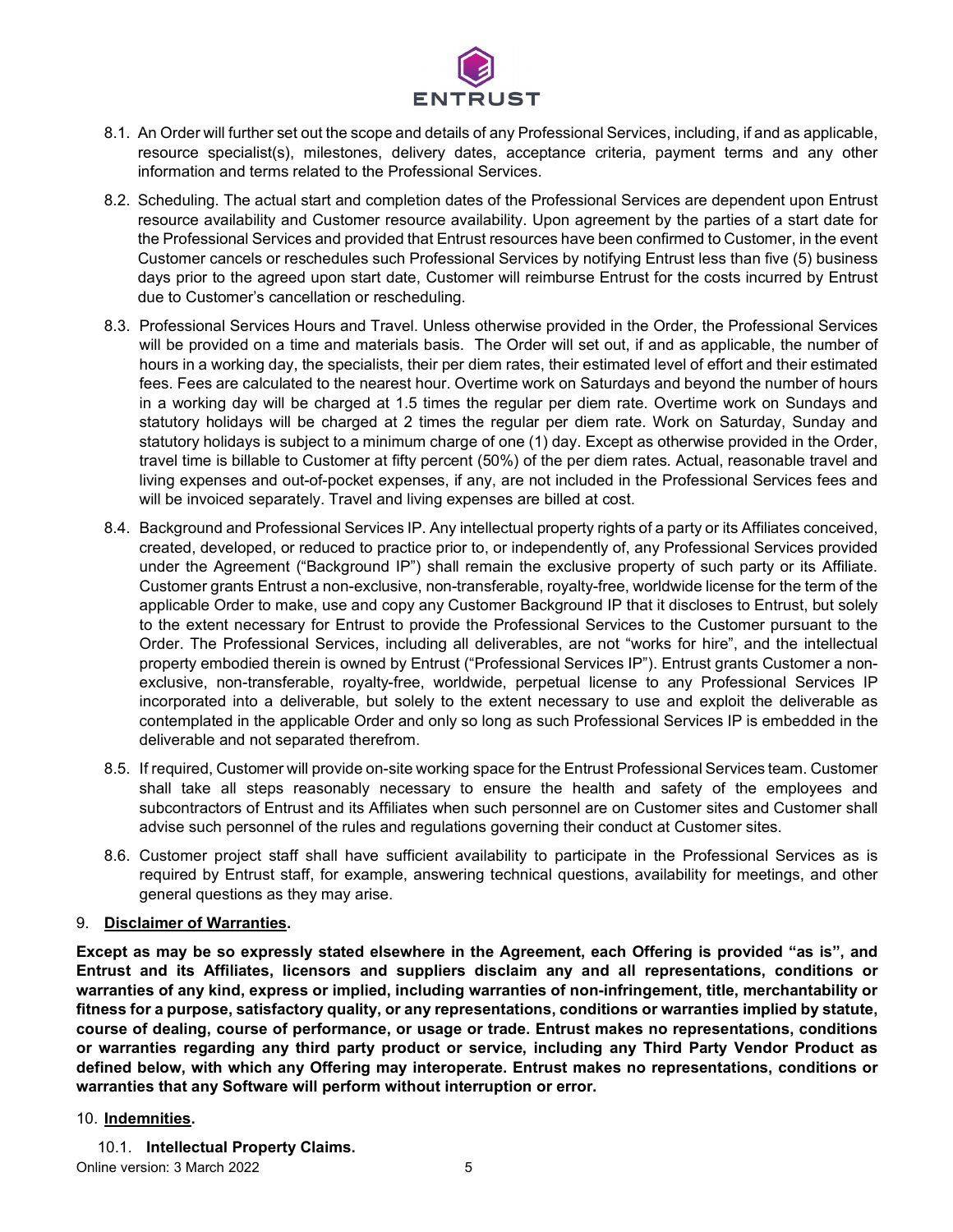8.1. An Order will further set out the scope and details of any Professional Services, including, if and as applicable, resource specialist(s), milestones, delivery dates, acceptance criteria, payment terms and any other information and terms related to the Professional Services.

8.2. Scheduling. The actual start and completion dates of the Professional Services are dependent upon Entrust resource availability and Customer resource availability. Upon agreement by the parties of a start date for the Professional Services and provided that Entrust resources have been confirmed to Customer, in the event Customer cancels or reschedules such Professional Services by notifying Entrust less than five (5) business days prior to the agreed upon start date, Customer will reimburse Entrust for the costs incurred by Entrust due to Customer's cancellation or rescheduling.

8.3. Professional Services Hours and Travel. Unless otherwise provided in the Order, the Professional Services will be provided on a time and materials basis. The Order will set out, if and as applicable, the number of hours in a working day, the specialists, their per diem rates, their estimated level of effort and their estimated fees. Fees are calculated to the nearest hour. Overtime work on Saturdays and beyond the number of hours in a working day will be charged at 1.5 times the regular per diem rate. Overtime work on Sundays and statutory holidays will be charged at 2 times the regular per diem rate. Work on Saturday, Sunday and statutory holidays is subject to a minimum charge of one (1) day. Except as otherwise provided in the Order, travel time is billable to Customer at fifty percent (50%) of the per diem rates. Actual, reasonable travel and living expenses and out-of-pocket expenses, if any, are not included in the Professional Services fees and will be invoiced separately. Travel and living expenses are billed at cost.

8.4. Background and Professional Services IP. Any intellectual property rights of a party or its Affiliates conceived, created, developed, or reduced to practice prior to, or independently of, any Professional Services provided under the Agreement ("Background IP") shall remain the exclusive property of such party or its Affiliate. Customer grants Entrust a non-exclusive, non-transferable, royalty-free, worldwide license for the term of the applicable Order to make, use and copy any Customer Background IP that it discloses to Entrust, but solely to the extent necessary for Entrust to provide the Professional Services to the Customer pursuant to the Order. The Professional Services, including all deliverables, are not "works for hire", and the intellectual property embodied therein is owned by Entrust ("Professional Services IP"). Entrust grants Customer a non-exclusive, non-transferable, royalty-free, worldwide, perpetual license to any Professional Services IP incorporated into a deliverable, but solely to the extent necessary to use and exploit the deliverable as contemplated in the applicable Order and only so long as such Professional Services IP is embedded in the deliverable and not separated therefrom.

8.5. If required, Customer will provide on-site working space for the Entrust Professional Services team. Customer shall take all steps reasonably necessary to ensure the health and safety of the employees and subcontractors of Entrust and its Affiliates when such personnel are on Customer sites and Customer shall advise such personnel of the rules and regulations governing their conduct at Customer sites.

8.6. Customer project staff shall have sufficient availability to participate in the Professional Services as is required by Entrust staff, for example, answering technical questions, availability for meetings, and other general questions as they may arise.

9. **Disclaimer of Warranties.**

**Except as may be so expressly stated elsewhere in the Agreement, each Offering is provided "as is", and Entrust and its Affiliates, licensors and suppliers disclaim any and all representations, conditions or warranties of any kind, express or implied, including warranties of non-infringement, title, merchantability or fitness for a purpose, satisfactory quality, or any representations, conditions or warranties implied by statute, course of dealing, course of performance, or usage or trade. Entrust makes no representations, conditions or warranties regarding any third party product or service, including any Third Party Vendor Product as defined below, with which any Offering may interoperate. Entrust makes no representations, conditions or warranties that any Software will perform without interruption or error.**

10. **Indemnities.**

10.1. **Intellectual Property Claims.**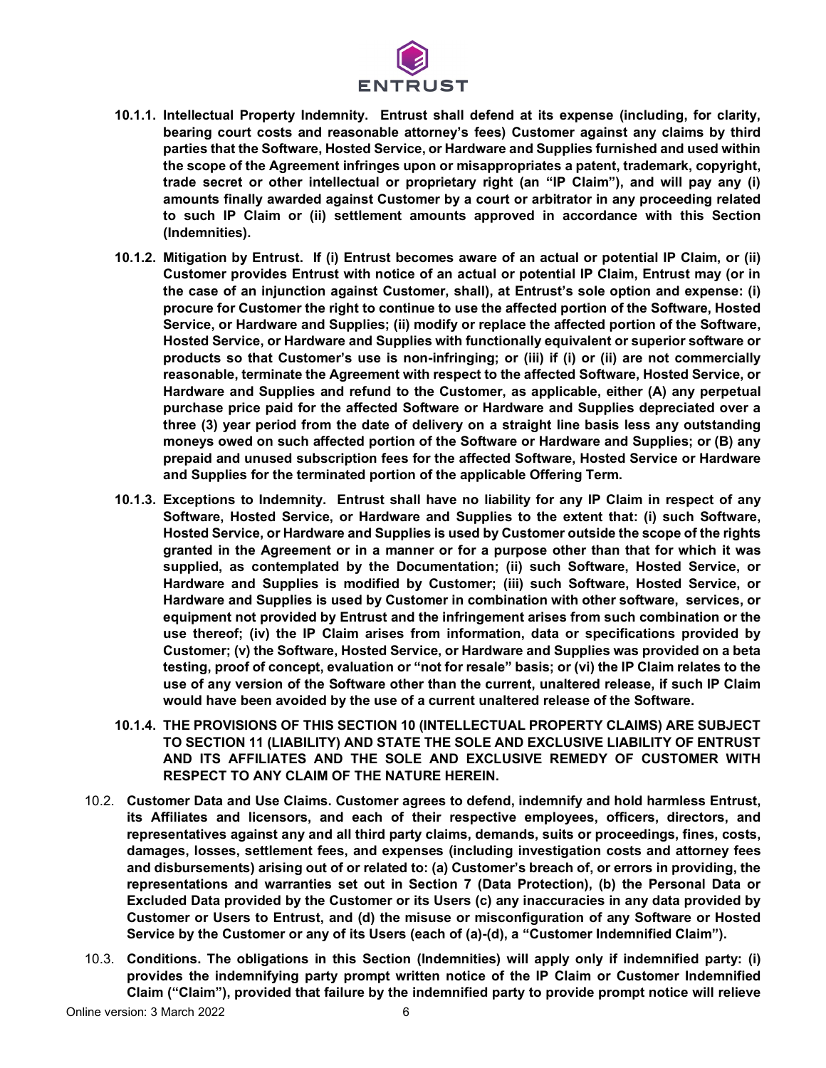**10.1.1. Intellectual Property Indemnity. Entrust shall defend at its expense (including, for clarity, bearing court costs and reasonable attorney's fees) Customer against any claims by third parties that the Software, Hosted Service, or Hardware and Supplies furnished and used within the scope of the Agreement infringes upon or misappropriates a patent, trademark, copyright, trade secret or other intellectual or proprietary right (an "IP Claim"), and will pay any (i) amounts finally awarded against Customer by a court or arbitrator in any proceeding related to such IP Claim or (ii) settlement amounts approved in accordance with this Section (Indemnities).**

**10.1.2. Mitigation by Entrust. If (i) Entrust becomes aware of an actual or potential IP Claim, or (ii) Customer provides Entrust with notice of an actual or potential IP Claim, Entrust may (or in the case of an injunction against Customer, shall), at Entrust's sole option and expense: (i) procure for Customer the right to continue to use the affected portion of the Software, Hosted Service, or Hardware and Supplies; (ii) modify or replace the affected portion of the Software, Hosted Service, or Hardware and Supplies with functionally equivalent or superior software or products so that Customer's use is non-infringing; or (iii) if (i) or (ii) are not commercially reasonable, terminate the Agreement with respect to the affected Software, Hosted Service, or Hardware and Supplies and refund to the Customer, as applicable, either (A) any perpetual purchase price paid for the affected Software or Hardware and Supplies depreciated over a three (3) year period from the date of delivery on a straight line basis less any outstanding moneys owed on such affected portion of the Software or Hardware and Supplies; or (B) any prepaid and unused subscription fees for the affected Software, Hosted Service or Hardware and Supplies for the terminated portion of the applicable Offering Term.**

**10.1.3. Exceptions to Indemnity. Entrust shall have no liability for any IP Claim in respect of any Software, Hosted Service, or Hardware and Supplies to the extent that: (i) such Software, Hosted Service, or Hardware and Supplies is used by Customer outside the scope of the rights granted in the Agreement or in a manner or for a purpose other than that for which it was supplied, as contemplated by the Documentation; (ii) such Software, Hosted Service, or Hardware and Supplies is modified by Customer; (iii) such Software, Hosted Service, or Hardware and Supplies is used by Customer in combination with other software, services, or equipment not provided by Entrust and the infringement arises from such combination or the use thereof; (iv) the IP Claim arises from information, data or specifications provided by Customer; (v) the Software, Hosted Service, or Hardware and Supplies was provided on a beta testing, proof of concept, evaluation or "not for resale" basis; or (vi) the IP Claim relates to the use of any version of the Software other than the current, unaltered release, if such IP Claim would have been avoided by the use of a current unaltered release of the Software.**

**10.1.4. THE PROVISIONS OF THIS SECTION 10 (INTELLECTUAL PROPERTY CLAIMS) ARE SUBJECT TO SECTION 11 (LIABILITY) AND STATE THE SOLE AND EXCLUSIVE LIABILITY OF ENTRUST AND ITS AFFILIATES AND THE SOLE AND EXCLUSIVE REMEDY OF CUSTOMER WITH RESPECT TO ANY CLAIM OF THE NATURE HEREIN.**

10.2. **Customer Data and Use Claims. Customer agrees to defend, indemnify and hold harmless Entrust, its Affiliates and licensors, and each of their respective employees, officers, directors, and representatives against any and all third party claims, demands, suits or proceedings, fines, costs, damages, losses, settlement fees, and expenses (including investigation costs and attorney fees and disbursements) arising out of or related to: (a) Customer's breach of, or errors in providing, the representations and warranties set out in Section 7 (Data Protection), (b) the Personal Data or Excluded Data provided by the Customer or its Users (c) any inaccuracies in any data provided by Customer or Users to Entrust, and (d) the misuse or misconfiguration of any Software or Hosted Service by the Customer or any of its Users (each of (a)-(d), a "Customer Indemnified Claim").**

10.3. **Conditions. The obligations in this Section (Indemnities) will apply only if indemnified party: (i) provides the indemnifying party prompt written notice of the IP Claim or Customer Indemnified Claim ("Claim"), provided that failure by the indemnified party to provide prompt notice will relieve**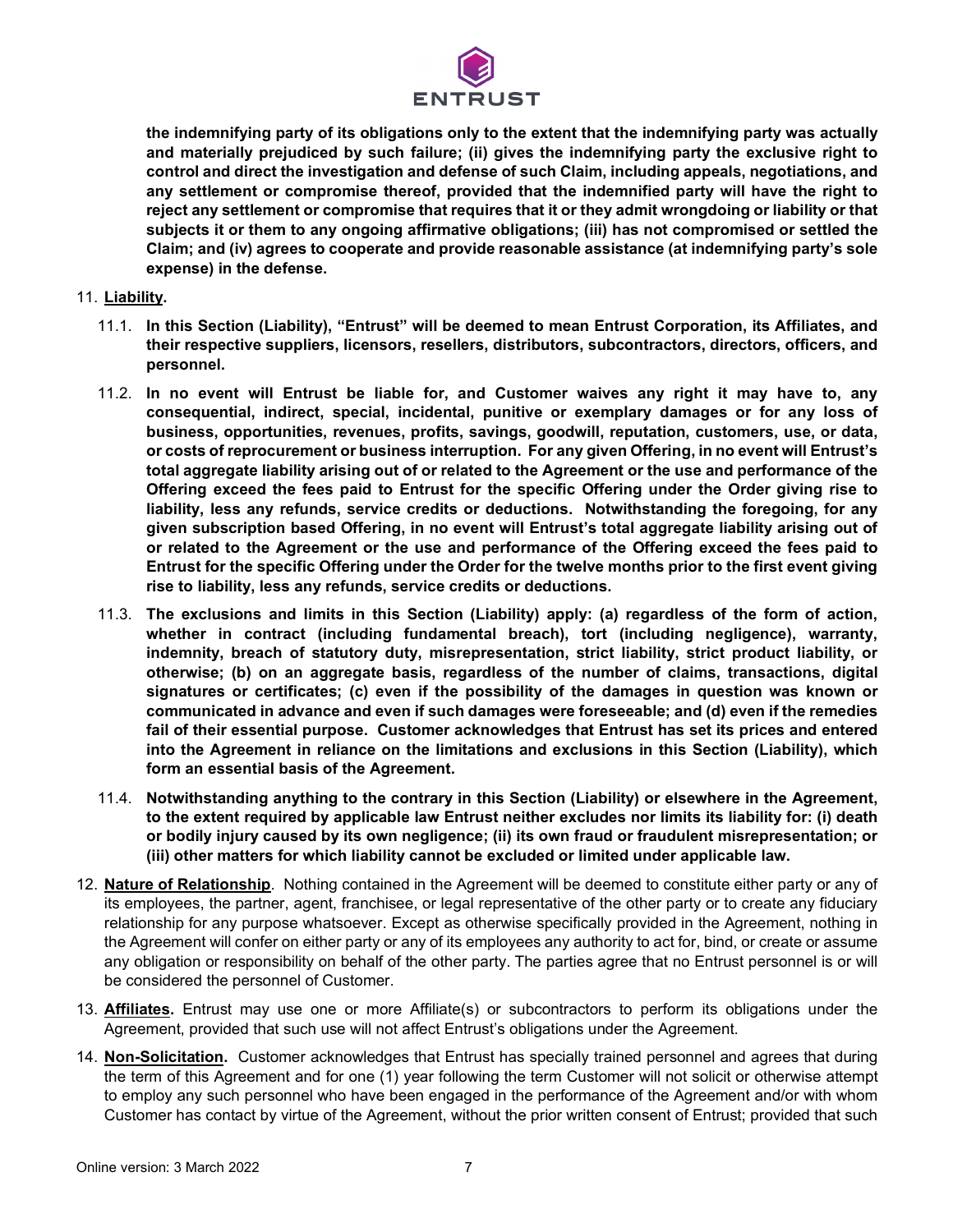**the indemnifying party of its obligations only to the extent that the indemnifying party was actually and materially prejudiced by such failure; (ii) gives the indemnifying party the exclusive right to control and direct the investigation and defense of such Claim, including appeals, negotiations, and any settlement or compromise thereof, provided that the indemnified party will have the right to reject any settlement or compromise that requires that it or they admit wrongdoing or liability or that subjects it or them to any ongoing affirmative obligations; (iii) has not compromised or settled the Claim; and (iv) agrees to cooperate and provide reasonable assistance (at indemnifying party's sole expense) in the defense.**

11. **Liability.**

    11.1. **In this Section (Liability), "Entrust" will be deemed to mean Entrust Corporation, its Affiliates, and their respective suppliers, licensors, resellers, distributors, subcontractors, directors, officers, and personnel.**

    11.2. **In no event will Entrust be liable for, and Customer waives any right it may have to, any consequential, indirect, special, incidental, punitive or exemplary damages or for any loss of business, opportunities, revenues, profits, savings, goodwill, reputation, customers, use, or data, or costs of reprocurement or business interruption. For any given Offering, in no event will Entrust's total aggregate liability arising out of or related to the Agreement or the use and performance of the Offering exceed the fees paid to Entrust for the specific Offering under the Order giving rise to liability, less any refunds, service credits or deductions. Notwithstanding the foregoing, for any given subscription based Offering, in no event will Entrust's total aggregate liability arising out of or related to the Agreement or the use and performance of the Offering exceed the fees paid to Entrust for the specific Offering under the Order for the twelve months prior to the first event giving rise to liability, less any refunds, service credits or deductions.**

    11.3. **The exclusions and limits in this Section (Liability) apply: (a) regardless of the form of action, whether in contract (including fundamental breach), tort (including negligence), warranty, indemnity, breach of statutory duty, misrepresentation, strict liability, strict product liability, or otherwise; (b) on an aggregate basis, regardless of the number of claims, transactions, digital signatures or certificates; (c) even if the possibility of the damages in question was known or communicated in advance and even if such damages were foreseeable; and (d) even if the remedies fail of their essential purpose. Customer acknowledges that Entrust has set its prices and entered into the Agreement in reliance on the limitations and exclusions in this Section (Liability), which form an essential basis of the Agreement.**

    11.4. **Notwithstanding anything to the contrary in this Section (Liability) or elsewhere in the Agreement, to the extent required by applicable law Entrust neither excludes nor limits its liability for: (i) death or bodily injury caused by its own negligence; (ii) its own fraud or fraudulent misrepresentation; or (iii) other matters for which liability cannot be excluded or limited under applicable law.**

12. **Nature of Relationship**. Nothing contained in the Agreement will be deemed to constitute either party or any of its employees, the partner, agent, franchisee, or legal representative of the other party or to create any fiduciary relationship for any purpose whatsoever. Except as otherwise specifically provided in the Agreement, nothing in the Agreement will confer on either party or any of its employees any authority to act for, bind, or create or assume any obligation or responsibility on behalf of the other party. The parties agree that no Entrust personnel is or will be considered the personnel of Customer.

13. **Affiliates.** Entrust may use one or more Affiliate(s) or subcontractors to perform its obligations under the Agreement, provided that such use will not affect Entrust's obligations under the Agreement.

14. **Non-Solicitation.** Customer acknowledges that Entrust has specially trained personnel and agrees that during the term of this Agreement and for one (1) year following the term Customer will not solicit or otherwise attempt to employ any such personnel who have been engaged in the performance of the Agreement and/or with whom Customer has contact by virtue of the Agreement, without the prior written consent of Entrust; provided that such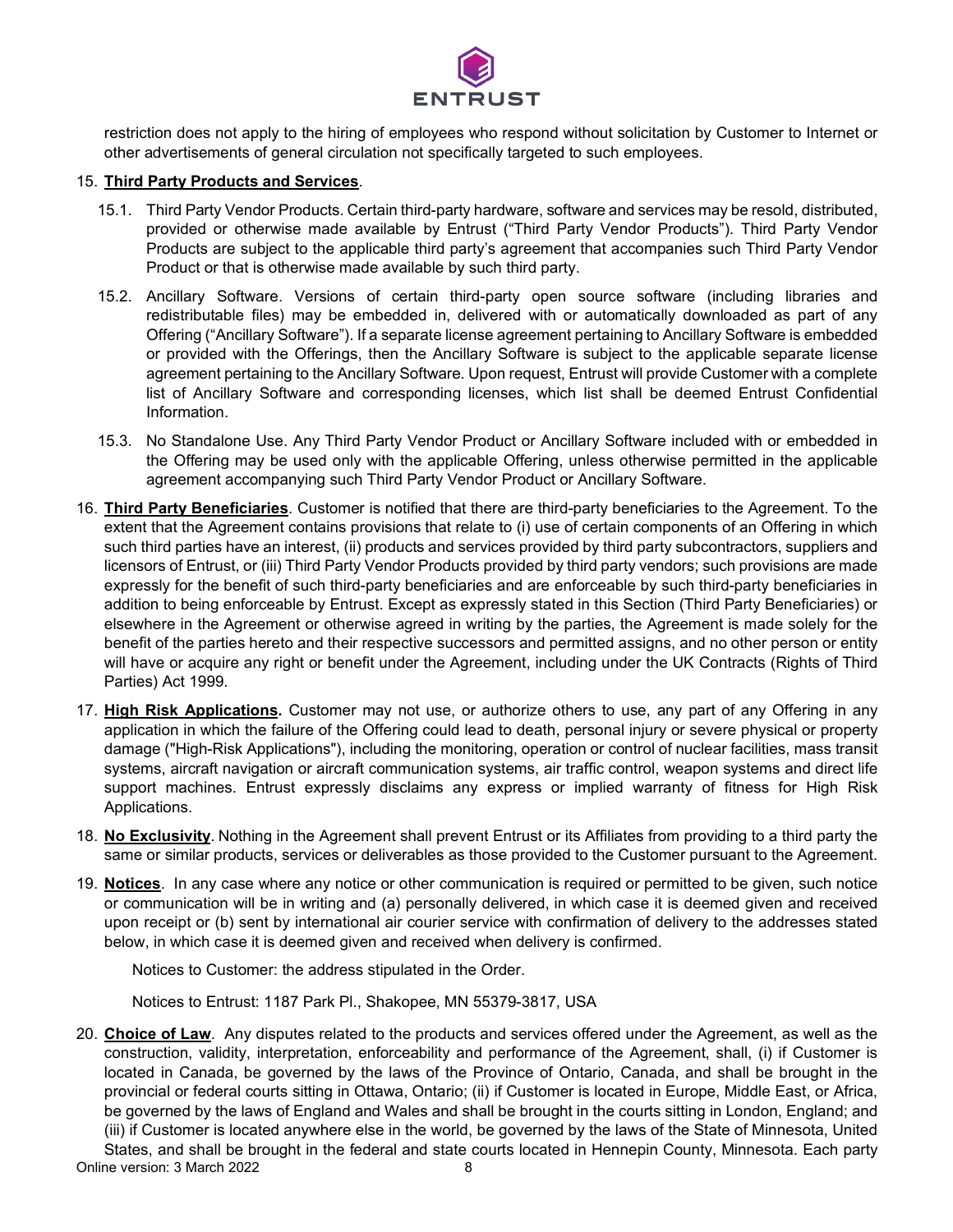restriction does not apply to the hiring of employees who respond without solicitation by Customer to Internet or other advertisements of general circulation not specifically targeted to such employees.

15. **Third Party Products and Services**.

    15.1. Third Party Vendor Products. Certain third-party hardware, software and services may be resold, distributed, provided or otherwise made available by Entrust ("Third Party Vendor Products"). Third Party Vendor Products are subject to the applicable third party's agreement that accompanies such Third Party Vendor Product or that is otherwise made available by such third party.

    15.2. Ancillary Software. Versions of certain third-party open source software (including libraries and redistributable files) may be embedded in, delivered with or automatically downloaded as part of any Offering ("Ancillary Software"). If a separate license agreement pertaining to Ancillary Software is embedded or provided with the Offerings, then the Ancillary Software is subject to the applicable separate license agreement pertaining to the Ancillary Software. Upon request, Entrust will provide Customer with a complete list of Ancillary Software and corresponding licenses, which list shall be deemed Entrust Confidential Information.

    15.3. No Standalone Use. Any Third Party Vendor Product or Ancillary Software included with or embedded in the Offering may be used only with the applicable Offering, unless otherwise permitted in the applicable agreement accompanying such Third Party Vendor Product or Ancillary Software.

16. **Third Party Beneficiaries**. Customer is notified that there are third-party beneficiaries to the Agreement. To the extent that the Agreement contains provisions that relate to (i) use of certain components of an Offering in which such third parties have an interest, (ii) products and services provided by third party subcontractors, suppliers and licensors of Entrust, or (iii) Third Party Vendor Products provided by third party vendors; such provisions are made expressly for the benefit of such third-party beneficiaries and are enforceable by such third-party beneficiaries in addition to being enforceable by Entrust. Except as expressly stated in this Section (Third Party Beneficiaries) or elsewhere in the Agreement or otherwise agreed in writing by the parties, the Agreement is made solely for the benefit of the parties hereto and their respective successors and permitted assigns, and no other person or entity will have or acquire any right or benefit under the Agreement, including under the UK Contracts (Rights of Third Parties) Act 1999.

17. **High Risk Applications.** Customer may not use, or authorize others to use, any part of any Offering in any application in which the failure of the Offering could lead to death, personal injury or severe physical or property damage ("High-Risk Applications"), including the monitoring, operation or control of nuclear facilities, mass transit systems, aircraft navigation or aircraft communication systems, air traffic control, weapon systems and direct life support machines. Entrust expressly disclaims any express or implied warranty of fitness for High Risk Applications.

18. **No Exclusivity**. Nothing in the Agreement shall prevent Entrust or its Affiliates from providing to a third party the same or similar products, services or deliverables as those provided to the Customer pursuant to the Agreement.

19. **Notices**. In any case where any notice or other communication is required or permitted to be given, such notice or communication will be in writing and (a) personally delivered, in which case it is deemed given and received upon receipt or (b) sent by international air courier service with confirmation of delivery to the addresses stated below, in which case it is deemed given and received when delivery is confirmed.

    Notices to Customer: the address stipulated in the Order.

    Notices to Entrust: 1187 Park Pl., Shakopee, MN 55379-3817, USA

20. **Choice of Law**. Any disputes related to the products and services offered under the Agreement, as well as the construction, validity, interpretation, enforceability and performance of the Agreement, shall, (i) if Customer is located in Canada, be governed by the laws of the Province of Ontario, Canada, and shall be brought in the provincial or federal courts sitting in Ottawa, Ontario; (ii) if Customer is located in Europe, Middle East, or Africa, be governed by the laws of England and Wales and shall be brought in the courts sitting in London, England; and (iii) if Customer is located anywhere else in the world, be governed by the laws of the State of Minnesota, United States, and shall be brought in the federal and state courts located in Hennepin County, Minnesota. Each party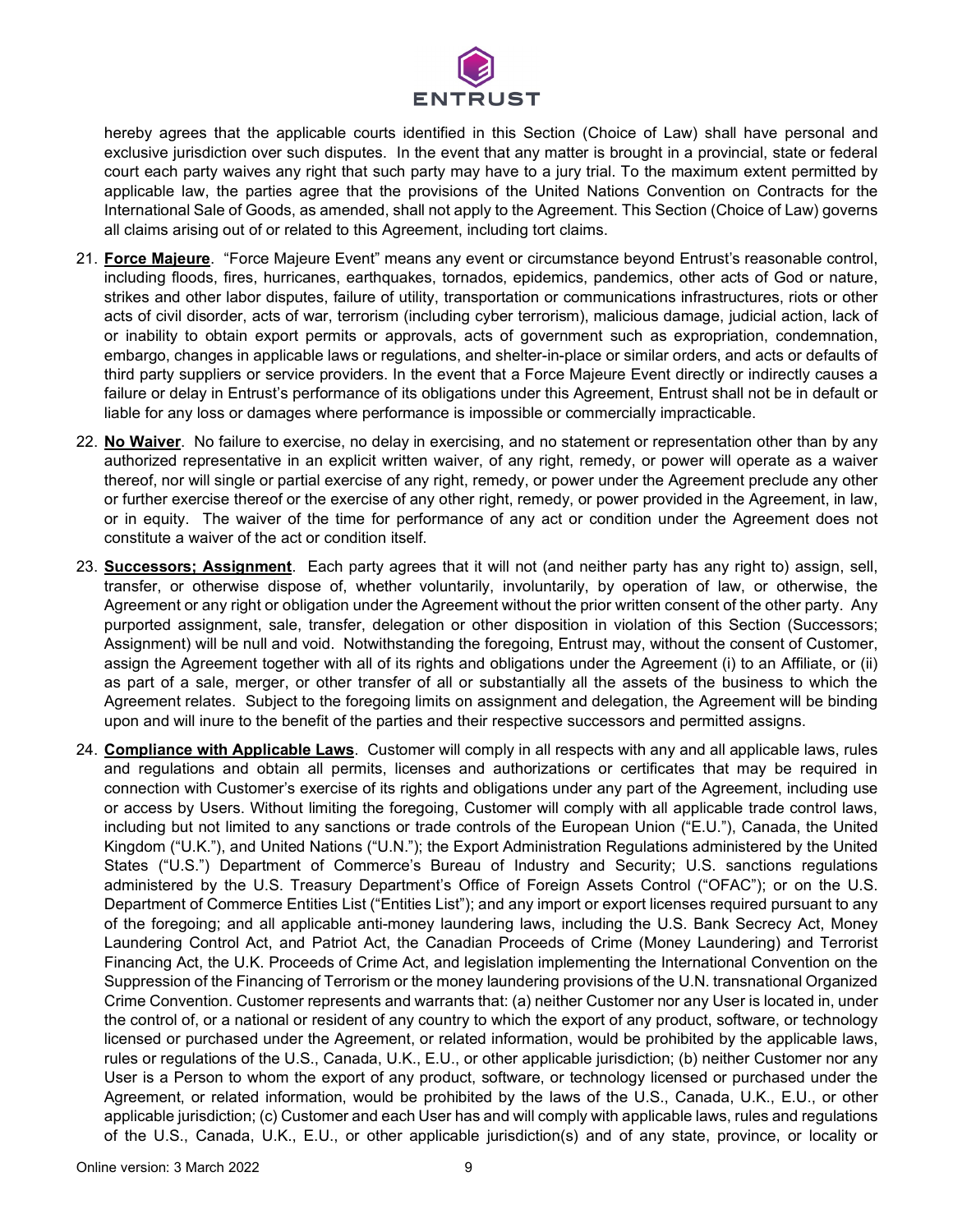hereby agrees that the applicable courts identified in this Section (Choice of Law) shall have personal and exclusive jurisdiction over such disputes. In the event that any matter is brought in a provincial, state or federal court each party waives any right that such party may have to a jury trial. To the maximum extent permitted by applicable law, the parties agree that the provisions of the United Nations Convention on Contracts for the International Sale of Goods, as amended, shall not apply to the Agreement. This Section (Choice of Law) governs all claims arising out of or related to this Agreement, including tort claims.

21. **Force Majeure**. "Force Majeure Event" means any event or circumstance beyond Entrust's reasonable control, including floods, fires, hurricanes, earthquakes, tornados, epidemics, pandemics, other acts of God or nature, strikes and other labor disputes, failure of utility, transportation or communications infrastructures, riots or other acts of civil disorder, acts of war, terrorism (including cyber terrorism), malicious damage, judicial action, lack of or inability to obtain export permits or approvals, acts of government such as expropriation, condemnation, embargo, changes in applicable laws or regulations, and shelter-in-place or similar orders, and acts or defaults of third party suppliers or service providers. In the event that a Force Majeure Event directly or indirectly causes a failure or delay in Entrust's performance of its obligations under this Agreement, Entrust shall not be in default or liable for any loss or damages where performance is impossible or commercially impracticable.

22. **No Waiver**. No failure to exercise, no delay in exercising, and no statement or representation other than by any authorized representative in an explicit written waiver, of any right, remedy, or power will operate as a waiver thereof, nor will single or partial exercise of any right, remedy, or power under the Agreement preclude any other or further exercise thereof or the exercise of any other right, remedy, or power provided in the Agreement, in law, or in equity. The waiver of the time for performance of any act or condition under the Agreement does not constitute a waiver of the act or condition itself.

23. **Successors; Assignment**. Each party agrees that it will not (and neither party has any right to) assign, sell, transfer, or otherwise dispose of, whether voluntarily, involuntarily, by operation of law, or otherwise, the Agreement or any right or obligation under the Agreement without the prior written consent of the other party. Any purported assignment, sale, transfer, delegation or other disposition in violation of this Section (Successors; Assignment) will be null and void. Notwithstanding the foregoing, Entrust may, without the consent of Customer, assign the Agreement together with all of its rights and obligations under the Agreement (i) to an Affiliate, or (ii) as part of a sale, merger, or other transfer of all or substantially all the assets of the business to which the Agreement relates. Subject to the foregoing limits on assignment and delegation, the Agreement will be binding upon and will inure to the benefit of the parties and their respective successors and permitted assigns.

24. **Compliance with Applicable Laws**. Customer will comply in all respects with any and all applicable laws, rules and regulations and obtain all permits, licenses and authorizations or certificates that may be required in connection with Customer's exercise of its rights and obligations under any part of the Agreement, including use or access by Users. Without limiting the foregoing, Customer will comply with all applicable trade control laws, including but not limited to any sanctions or trade controls of the European Union ("E.U."), Canada, the United Kingdom ("U.K."), and United Nations ("U.N."); the Export Administration Regulations administered by the United States ("U.S.") Department of Commerce's Bureau of Industry and Security; U.S. sanctions regulations administered by the U.S. Treasury Department's Office of Foreign Assets Control ("OFAC"); or on the U.S. Department of Commerce Entities List ("Entities List"); and any import or export licenses required pursuant to any of the foregoing; and all applicable anti-money laundering laws, including the U.S. Bank Secrecy Act, Money Laundering Control Act, and Patriot Act, the Canadian Proceeds of Crime (Money Laundering) and Terrorist Financing Act, the U.K. Proceeds of Crime Act, and legislation implementing the International Convention on the Suppression of the Financing of Terrorism or the money laundering provisions of the U.N. transnational Organized Crime Convention. Customer represents and warrants that: (a) neither Customer nor any User is located in, under the control of, or a national or resident of any country to which the export of any product, software, or technology licensed or purchased under the Agreement, or related information, would be prohibited by the applicable laws, rules or regulations of the U.S., Canada, U.K., E.U., or other applicable jurisdiction; (b) neither Customer nor any User is a Person to whom the export of any product, software, or technology licensed or purchased under the Agreement, or related information, would be prohibited by the laws of the U.S., Canada, U.K., E.U., or other applicable jurisdiction; (c) Customer and each User has and will comply with applicable laws, rules and regulations of the U.S., Canada, U.K., E.U., or other applicable jurisdiction(s) and of any state, province, or locality or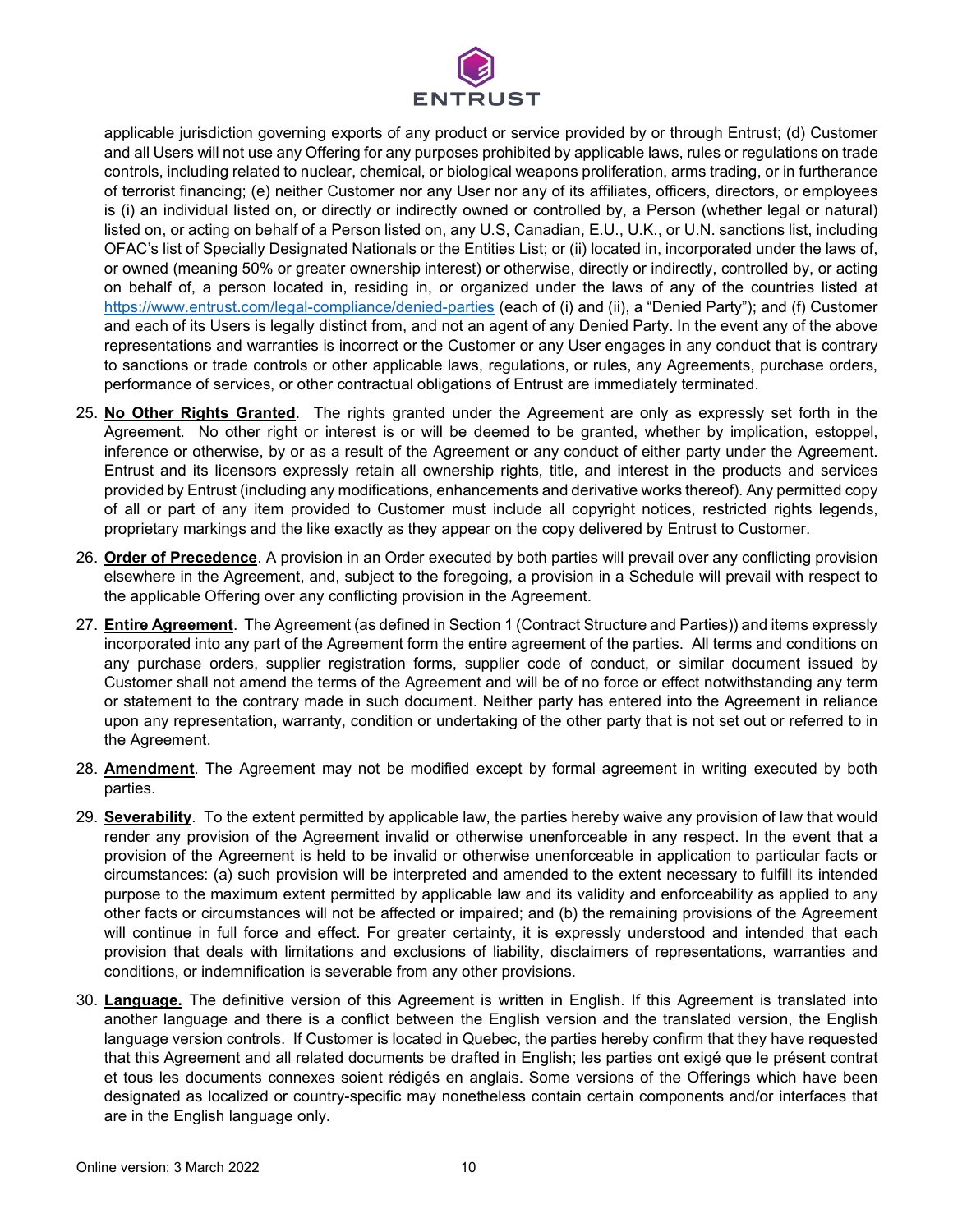applicable jurisdiction governing exports of any product or service provided by or through Entrust; (d) Customer and all Users will not use any Offering for any purposes prohibited by applicable laws, rules or regulations on trade controls, including related to nuclear, chemical, or biological weapons proliferation, arms trading, or in furtherance of terrorist financing; (e) neither Customer nor any User nor any of its affiliates, officers, directors, or employees is (i) an individual listed on, or directly or indirectly owned or controlled by, a Person (whether legal or natural) listed on, or acting on behalf of a Person listed on, any U.S, Canadian, E.U., U.K., or U.N. sanctions list, including OFAC's list of Specially Designated Nationals or the Entities List; or (ii) located in, incorporated under the laws of, or owned (meaning 50% or greater ownership interest) or otherwise, directly or indirectly, controlled by, or acting on behalf of, a person located in, residing in, or organized under the laws of any of the countries listed at https://www.entrust.com/legal-compliance/denied-parties (each of (i) and (ii), a "Denied Party"); and (f) Customer and each of its Users is legally distinct from, and not an agent of any Denied Party. In the event any of the above representations and warranties is incorrect or the Customer or any User engages in any conduct that is contrary to sanctions or trade controls or other applicable laws, regulations, or rules, any Agreements, purchase orders, performance of services, or other contractual obligations of Entrust are immediately terminated.

25. **No Other Rights Granted**. The rights granted under the Agreement are only as expressly set forth in the Agreement. No other right or interest is or will be deemed to be granted, whether by implication, estoppel, inference or otherwise, by or as a result of the Agreement or any conduct of either party under the Agreement. Entrust and its licensors expressly retain all ownership rights, title, and interest in the products and services provided by Entrust (including any modifications, enhancements and derivative works thereof). Any permitted copy of all or part of any item provided to Customer must include all copyright notices, restricted rights legends, proprietary markings and the like exactly as they appear on the copy delivered by Entrust to Customer.

26. **Order of Precedence**. A provision in an Order executed by both parties will prevail over any conflicting provision elsewhere in the Agreement, and, subject to the foregoing, a provision in a Schedule will prevail with respect to the applicable Offering over any conflicting provision in the Agreement.

27. **Entire Agreement**. The Agreement (as defined in Section 1 (Contract Structure and Parties)) and items expressly incorporated into any part of the Agreement form the entire agreement of the parties. All terms and conditions on any purchase orders, supplier registration forms, supplier code of conduct, or similar document issued by Customer shall not amend the terms of the Agreement and will be of no force or effect notwithstanding any term or statement to the contrary made in such document. Neither party has entered into the Agreement in reliance upon any representation, warranty, condition or undertaking of the other party that is not set out or referred to in the Agreement.

28. **Amendment**. The Agreement may not be modified except by formal agreement in writing executed by both parties.

29. **Severability**. To the extent permitted by applicable law, the parties hereby waive any provision of law that would render any provision of the Agreement invalid or otherwise unenforceable in any respect. In the event that a provision of the Agreement is held to be invalid or otherwise unenforceable in application to particular facts or circumstances: (a) such provision will be interpreted and amended to the extent necessary to fulfill its intended purpose to the maximum extent permitted by applicable law and its validity and enforceability as applied to any other facts or circumstances will not be affected or impaired; and (b) the remaining provisions of the Agreement will continue in full force and effect. For greater certainty, it is expressly understood and intended that each provision that deals with limitations and exclusions of liability, disclaimers of representations, warranties and conditions, or indemnification is severable from any other provisions.

30. **Language.** The definitive version of this Agreement is written in English. If this Agreement is translated into another language and there is a conflict between the English version and the translated version, the English language version controls. If Customer is located in Quebec, the parties hereby confirm that they have requested that this Agreement and all related documents be drafted in English; les parties ont exigé que le présent contrat et tous les documents connexes soient rédigés en anglais. Some versions of the Offerings which have been designated as localized or country-specific may nonetheless contain certain components and/or interfaces that are in the English language only.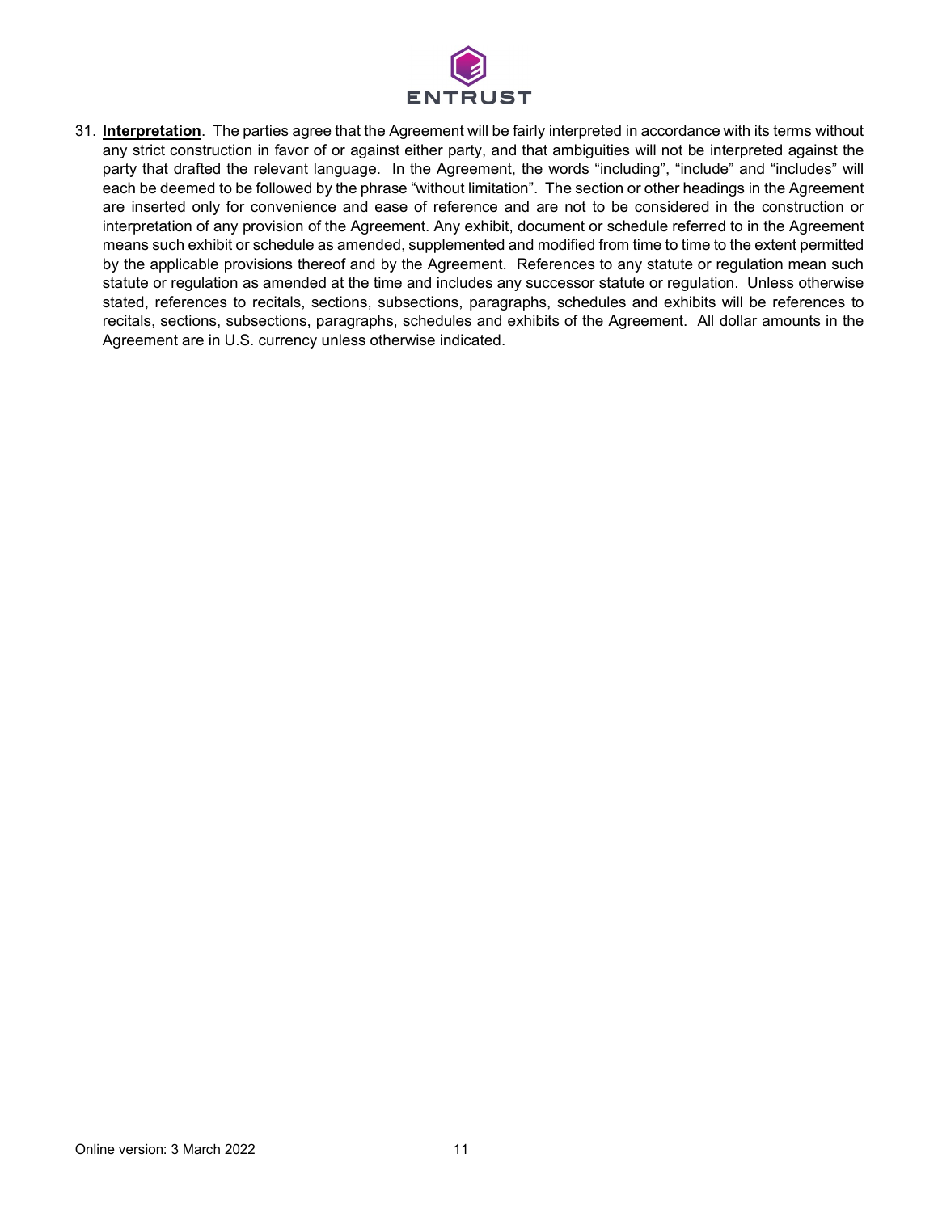31. **Interpretation**. The parties agree that the Agreement will be fairly interpreted in accordance with its terms without any strict construction in favor of or against either party, and that ambiguities will not be interpreted against the party that drafted the relevant language. In the Agreement, the words "including", "include" and "includes" will each be deemed to be followed by the phrase "without limitation". The section or other headings in the Agreement are inserted only for convenience and ease of reference and are not to be considered in the construction or interpretation of any provision of the Agreement. Any exhibit, document or schedule referred to in the Agreement means such exhibit or schedule as amended, supplemented and modified from time to time to the extent permitted by the applicable provisions thereof and by the Agreement. References to any statute or regulation mean such statute or regulation as amended at the time and includes any successor statute or regulation. Unless otherwise stated, references to recitals, sections, subsections, paragraphs, schedules and exhibits will be references to recitals, sections, subsections, paragraphs, schedules and exhibits of the Agreement. All dollar amounts in the Agreement are in U.S. currency unless otherwise indicated.